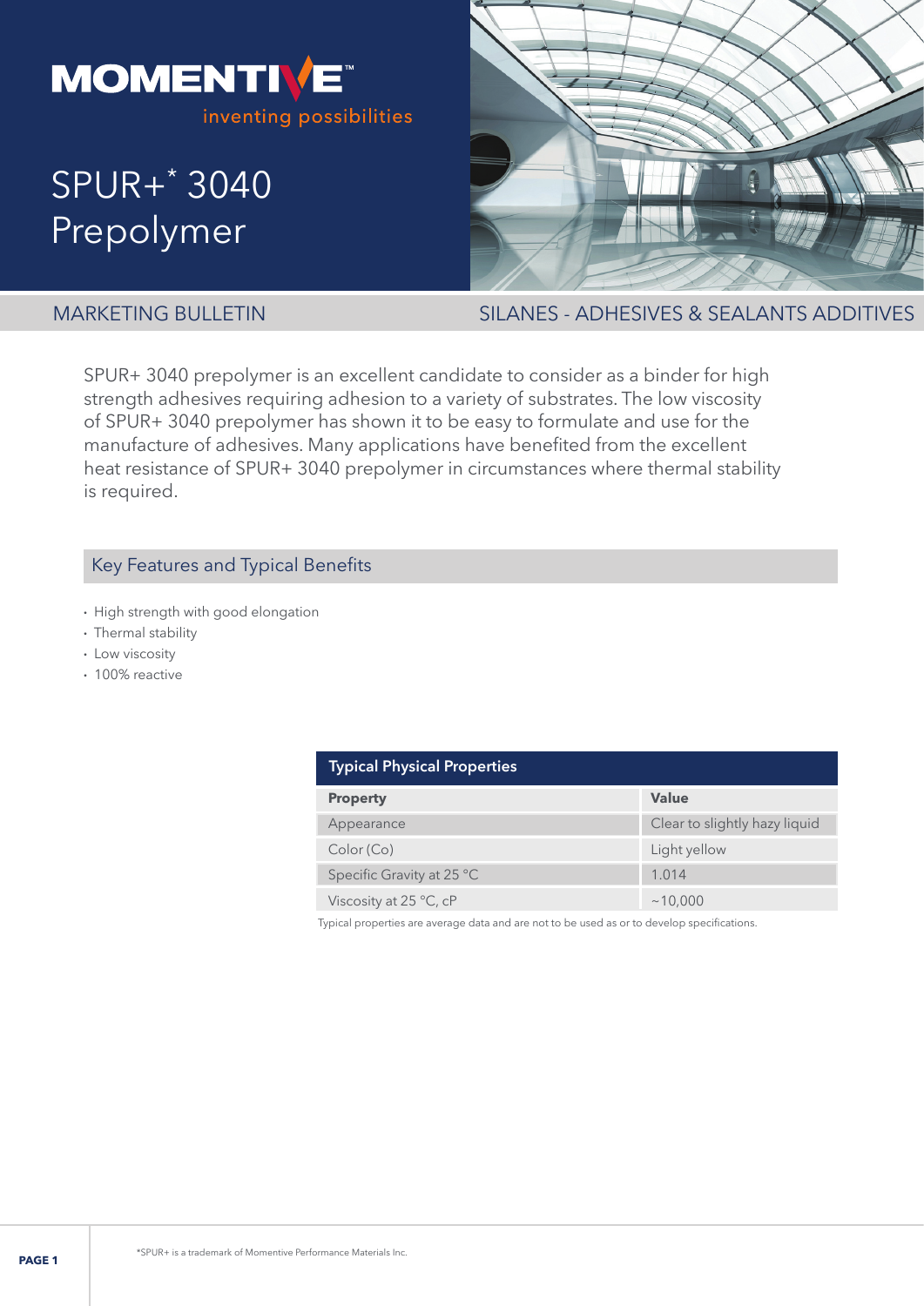MOMENTIVE™

inventing possibilities

# SPUR+* 3040 Prepolymer

MARKETING BULLETIN

SILANES - ADHESIVES & SEALANTS ADDITIVES

SPUR+ 3040 prepolymer is an excellent candidate to consider as a binder for high strength adhesives requiring adhesion to a variety of substrates. The low viscosity of SPUR+ 3040 prepolymer has shown it to be easy to formulate and use for the manufacture of adhesives. Many applications have benefited from the excellent heat resistance of SPUR+ 3040 prepolymer in circumstances where thermal stability is required.

## Key Features and Typical Benefits

- High strength with good elongation
- Thermal stability
- Low viscosity
- 100% reactive

**Typical Physical Properties**

| Property | Value |
| --- | --- |
| Appearance | Clear to slightly hazy liquid |
| Color (Co) | Light yellow |
| Specific Gravity at 25 °C | 1.014 |
| Viscosity at 25 °C, cP | ~10,000 |

Typical properties are average data and are not to be used as or to develop specifications.

*SPUR+ is a trademark of Momentive Performance Materials Inc.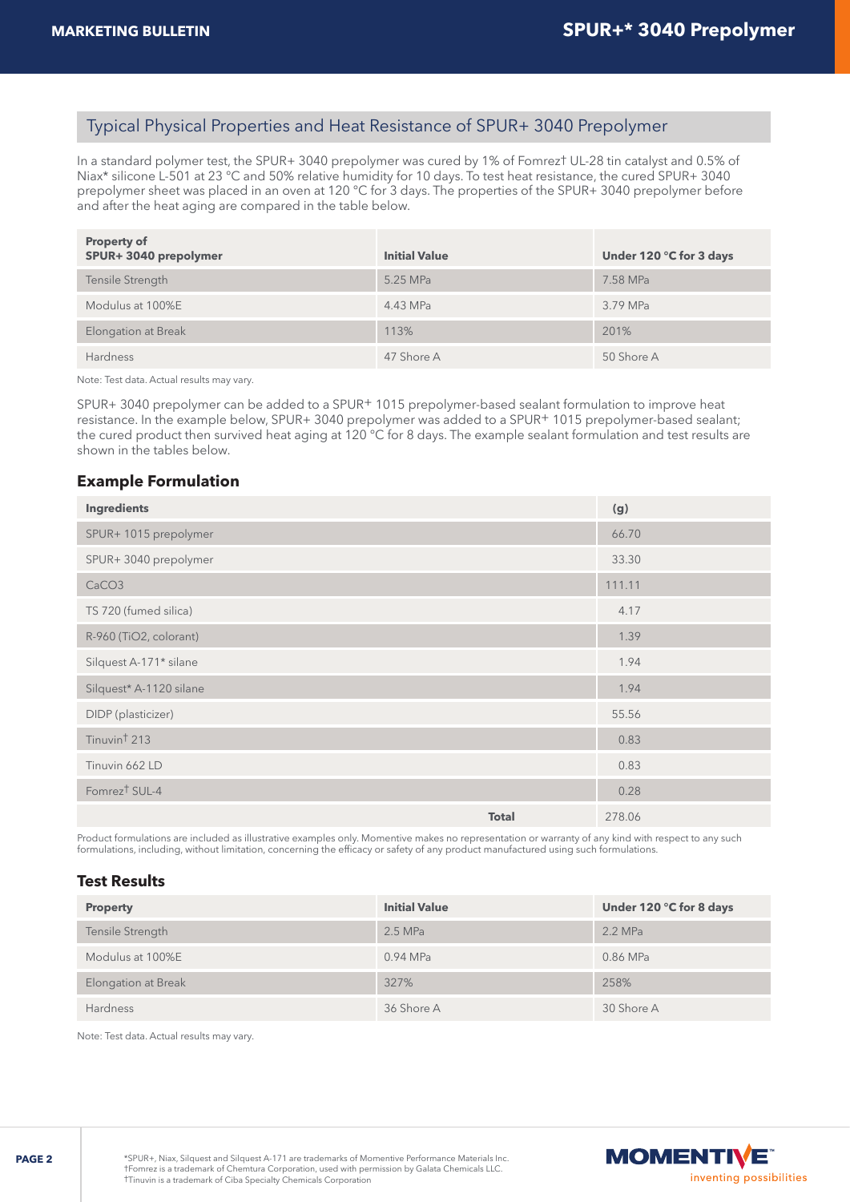## Typical Physical Properties and Heat Resistance of SPUR+ 3040 Prepolymer

In a standard polymer test, the SPUR+ 3040 prepolymer was cured by 1% of Fomrez† UL-28 tin catalyst and 0.5% of Niax* silicone L-501 at 23 °C and 50% relative humidity for 10 days. To test heat resistance, the cured SPUR+ 3040 prepolymer sheet was placed in an oven at 120 °C for 3 days. The properties of the SPUR+ 3040 prepolymer before and after the heat aging are compared in the table below.

| Property of SPUR+ 3040 prepolymer | Initial Value | Under 120 °C for 3 days |
|---|---|---|
| Tensile Strength | 5.25 MPa | 7.58 MPa |
| Modulus at 100%E | 4.43 MPa | 3.79 MPa |
| Elongation at Break | 113% | 201% |
| Hardness | 47 Shore A | 50 Shore A |

Note: Test data. Actual results may vary.

SPUR+ 3040 prepolymer can be added to a SPUR+ 1015 prepolymer-based sealant formulation to improve heat resistance. In the example below, SPUR+ 3040 prepolymer was added to a SPUR+ 1015 prepolymer-based sealant; the cured product then survived heat aging at 120 °C for 8 days. The example sealant formulation and test results are shown in the tables below.

### Example Formulation

| Ingredients | (g) |
|---|---|
| SPUR+ 1015 prepolymer | 66.70 |
| SPUR+ 3040 prepolymer | 33.30 |
| $CaCO_3$ | 111.11 |
| TS 720 (fumed silica) | 4.17 |
| R-960 ($TiO_2$, colorant) | 1.39 |
| Silquest A-171* silane | 1.94 |
| Silquest* A-1120 silane | 1.94 |
| DIDP (plasticizer) | 55.56 |
| Tinuvin† 213 | 0.83 |
| Tinuvin 662 LD | 0.83 |
| Fomrez† SUL-4 | 0.28 |
| **Total** | 278.06 |

Product formulations are included as illustrative examples only. Momentive makes no representation or warranty of any kind with respect to any such formulations, including, without limitation, concerning the efficacy or safety of any product manufactured using such formulations.

### Test Results

| Property | Initial Value | Under 120 °C for 8 days |
|---|---|---|
| Tensile Strength | 2.5 MPa | 2.2 MPa |
| Modulus at 100%E | 0.94 MPa | 0.86 MPa |
| Elongation at Break | 327% | 258% |
| Hardness | 36 Shore A | 30 Shore A |

Note: Test data. Actual results may vary.

*SPUR+, Niax, Silquest and Silquest A-171 are trademarks of Momentive Performance Materials Inc.
†Fomrez is a trademark of Chemtura Corporation, used with permission by Galata Chemicals LLC.
†Tinuvin is a trademark of Ciba Specialty Chemicals Corporation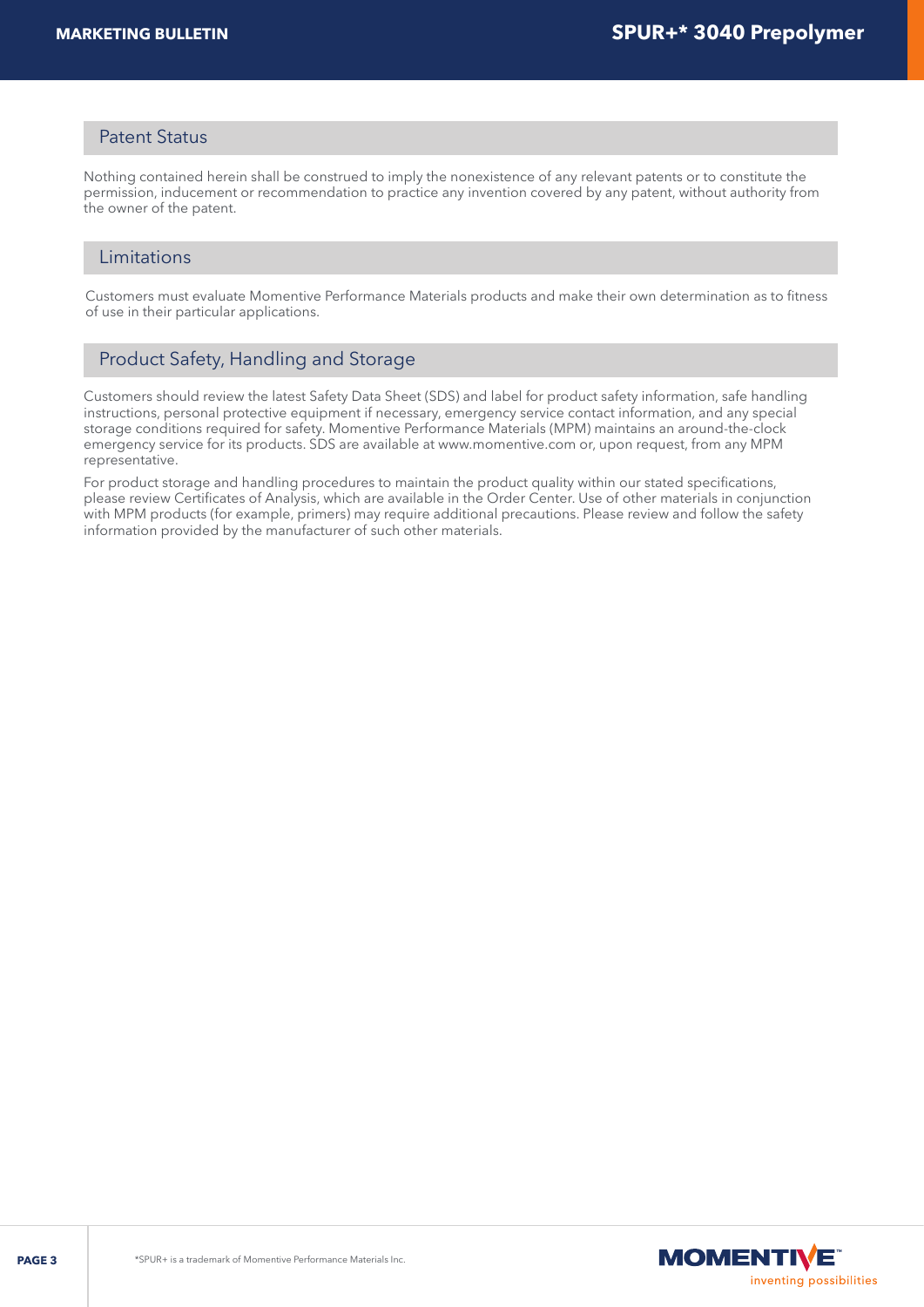## Patent Status

Nothing contained herein shall be construed to imply the nonexistence of any relevant patents or to constitute the permission, inducement or recommendation to practice any invention covered by any patent, without authority from the owner of the patent.

## Limitations

Customers must evaluate Momentive Performance Materials products and make their own determination as to fitness of use in their particular applications.

## Product Safety, Handling and Storage

Customers should review the latest Safety Data Sheet (SDS) and label for product safety information, safe handling instructions, personal protective equipment if necessary, emergency service contact information, and any special storage conditions required for safety. Momentive Performance Materials (MPM) maintains an around-the-clock emergency service for its products. SDS are available at www.momentive.com or, upon request, from any MPM representative.

For product storage and handling procedures to maintain the product quality within our stated specifications, please review Certificates of Analysis, which are available in the Order Center. Use of other materials in conjunction with MPM products (for example, primers) may require additional precautions. Please review and follow the safety information provided by the manufacturer of such other materials.

*SPUR+ is a trademark of Momentive Performance Materials Inc.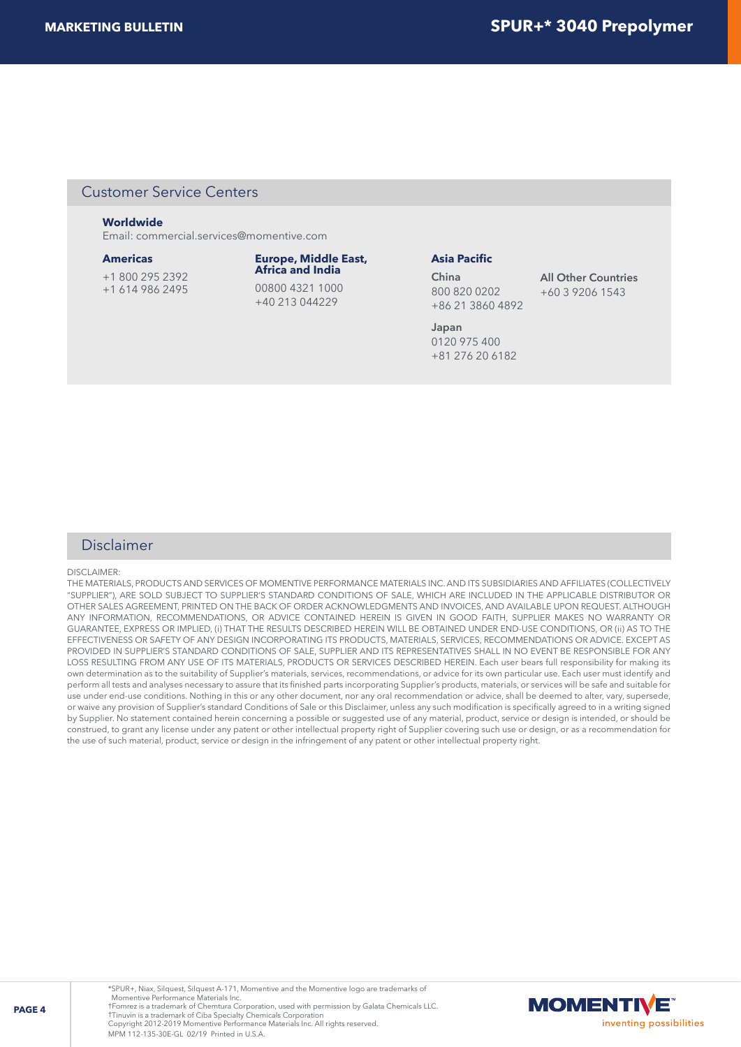## Customer Service Centers

**Worldwide**
Email: commercial.services@momentive.com

**Americas**
+1 800 295 2392
+1 614 986 2495

**Europe, Middle East, Africa and India**
00800 4321 1000
+40 213 044229

**Asia Pacific**

**China**
800 820 0202
+86 21 3860 4892

**Japan**
0120 975 400
+81 276 20 6182

**All Other Countries**
+60 3 9206 1543

## Disclaimer

DISCLAIMER:
THE MATERIALS, PRODUCTS AND SERVICES OF MOMENTIVE PERFORMANCE MATERIALS INC. AND ITS SUBSIDIARIES AND AFFILIATES (COLLECTIVELY "SUPPLIER"), ARE SOLD SUBJECT TO SUPPLIER'S STANDARD CONDITIONS OF SALE, WHICH ARE INCLUDED IN THE APPLICABLE DISTRIBUTOR OR OTHER SALES AGREEMENT, PRINTED ON THE BACK OF ORDER ACKNOWLEDGMENTS AND INVOICES, AND AVAILABLE UPON REQUEST. ALTHOUGH ANY INFORMATION, RECOMMENDATIONS, OR ADVICE CONTAINED HEREIN IS GIVEN IN GOOD FAITH, SUPPLIER MAKES NO WARRANTY OR GUARANTEE, EXPRESS OR IMPLIED, (i) THAT THE RESULTS DESCRIBED HEREIN WILL BE OBTAINED UNDER END-USE CONDITIONS, OR (ii) AS TO THE EFFECTIVENESS OR SAFETY OF ANY DESIGN INCORPORATING ITS PRODUCTS, MATERIALS, SERVICES, RECOMMENDATIONS OR ADVICE. EXCEPT AS PROVIDED IN SUPPLIER'S STANDARD CONDITIONS OF SALE, SUPPLIER AND ITS REPRESENTATIVES SHALL IN NO EVENT BE RESPONSIBLE FOR ANY LOSS RESULTING FROM ANY USE OF ITS MATERIALS, PRODUCTS OR SERVICES DESCRIBED HEREIN. Each user bears full responsibility for making its own determination as to the suitability of Supplier's materials, services, recommendations, or advice for its own particular use. Each user must identify and perform all tests and analyses necessary to assure that its finished parts incorporating Supplier's products, materials, or services will be safe and suitable for use under end-use conditions. Nothing in this or any other document, nor any oral recommendation or advice, shall be deemed to alter, vary, supersede, or waive any provision of Supplier's standard Conditions of Sale or this Disclaimer, unless any such modification is specifically agreed to in a writing signed by Supplier. No statement contained herein concerning a possible or suggested use of any material, product, service or design is intended, or should be construed, to grant any license under any patent or other intellectual property right of Supplier covering such use or design, or as a recommendation for the use of such material, product, service or design in the infringement of any patent or other intellectual property right.

*SPUR+, Niax, Silquest, Silquest A-171, Momentive and the Momentive logo are trademarks of Momentive Performance Materials Inc.
†Fomrez is a trademark of Chemtura Corporation, used with permission by Galata Chemicals LLC.
†Tinuvin is a trademark of Ciba Specialty Chemicals Corporation
Copyright 2012-2019 Momentive Performance Materials Inc. All rights reserved.
MPM 112-135-30E-GL 02/19 Printed in U.S.A.